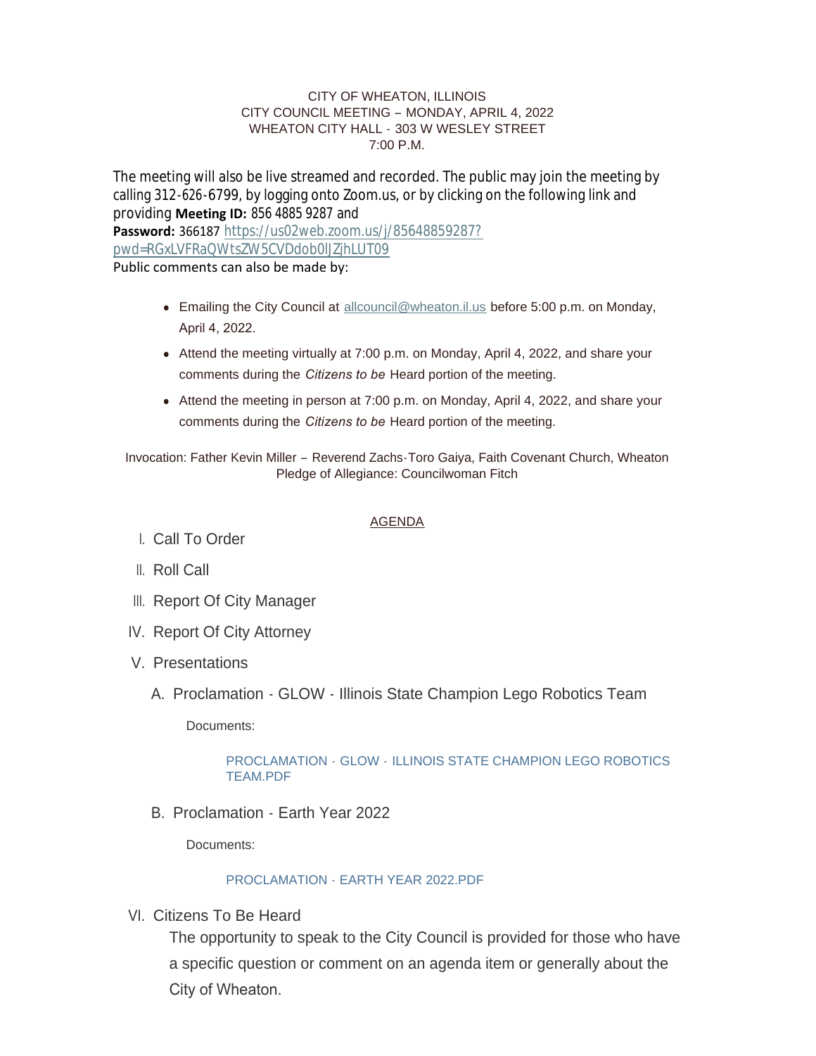CITY OF WHEATON, ILLINOIS
CITY COUNCIL MEETING – MONDAY, APRIL 4, 2022
WHEATON CITY HALL - 303 W WESLEY STREET
7:00 P.M.

The meeting will also be live streamed and recorded. The public may join the meeting by calling 312-626-6799, by logging onto Zoom.us, or by clicking on the following link and providing **Meeting ID:** 856 4885 9287 and **Password:** 366187 https://us02web.zoom.us/j/85648859287?pwd=RGxLVFRaQWtsZW5CVDdob0lJZjhLUT09

Public comments can also be made by:

- Emailing the City Council at allcouncil@wheaton.il.us before 5:00 p.m. on Monday, April 4, 2022.
- Attend the meeting virtually at 7:00 p.m. on Monday, April 4, 2022, and share your comments during the *Citizens to be* Heard portion of the meeting.
- Attend the meeting in person at 7:00 p.m. on Monday, April 4, 2022, and share your comments during the *Citizens to be* Heard portion of the meeting.

Invocation: Father Kevin Miller – Reverend Zachs-Toro Gaiya, Faith Covenant Church, Wheaton
Pledge of Allegiance: Councilwoman Fitch

## AGENDA

I. Call To Order

II. Roll Call

III. Report Of City Manager

IV. Report Of City Attorney

V. Presentations

A. Proclamation - GLOW - Illinois State Champion Lego Robotics Team

Documents:

PROCLAMATION - GLOW - ILLINOIS STATE CHAMPION LEGO ROBOTICS TEAM.PDF

B. Proclamation - Earth Year 2022

Documents:

PROCLAMATION - EARTH YEAR 2022.PDF

VI. Citizens To Be Heard

The opportunity to speak to the City Council is provided for those who have a specific question or comment on an agenda item or generally about the City of Wheaton.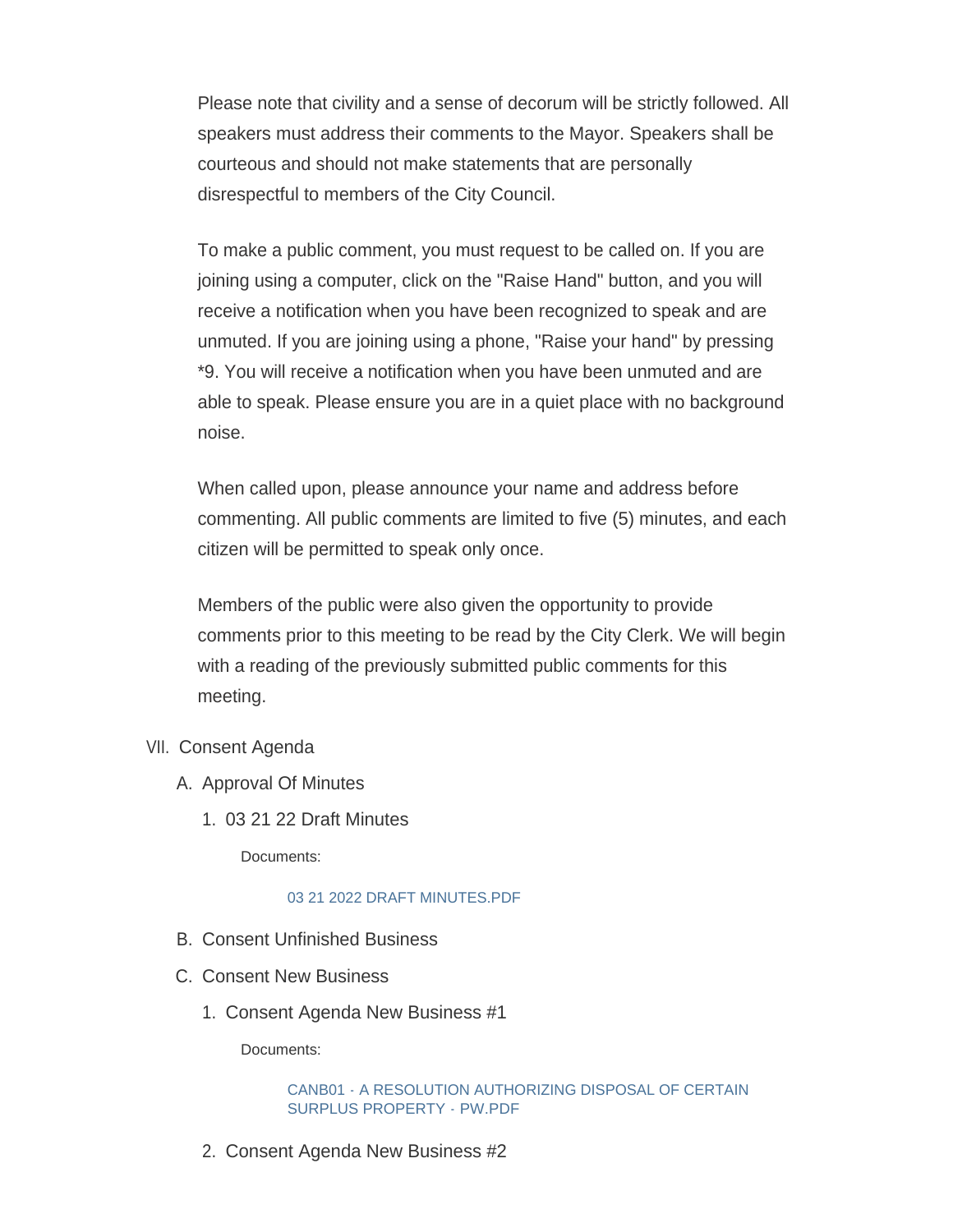Please note that civility and a sense of decorum will be strictly followed. All speakers must address their comments to the Mayor. Speakers shall be courteous and should not make statements that are personally disrespectful to members of the City Council.

To make a public comment, you must request to be called on. If you are joining using a computer, click on the "Raise Hand" button, and you will receive a notification when you have been recognized to speak and are unmuted. If you are joining using a phone, "Raise your hand" by pressing *9. You will receive a notification when you have been unmuted and are able to speak. Please ensure you are in a quiet place with no background noise.

When called upon, please announce your name and address before commenting. All public comments are limited to five (5) minutes, and each citizen will be permitted to speak only once.

Members of the public were also given the opportunity to provide comments prior to this meeting to be read by the City Clerk. We will begin with a reading of the previously submitted public comments for this meeting.

VII. Consent Agenda

A. Approval Of Minutes

1. 03 21 22 Draft Minutes

Documents:

03 21 2022 DRAFT MINUTES.PDF

B. Consent Unfinished Business

C. Consent New Business

1. Consent Agenda New Business #1

Documents:

CANB01 - A RESOLUTION AUTHORIZING DISPOSAL OF CERTAIN SURPLUS PROPERTY - PW.PDF

2. Consent Agenda New Business #2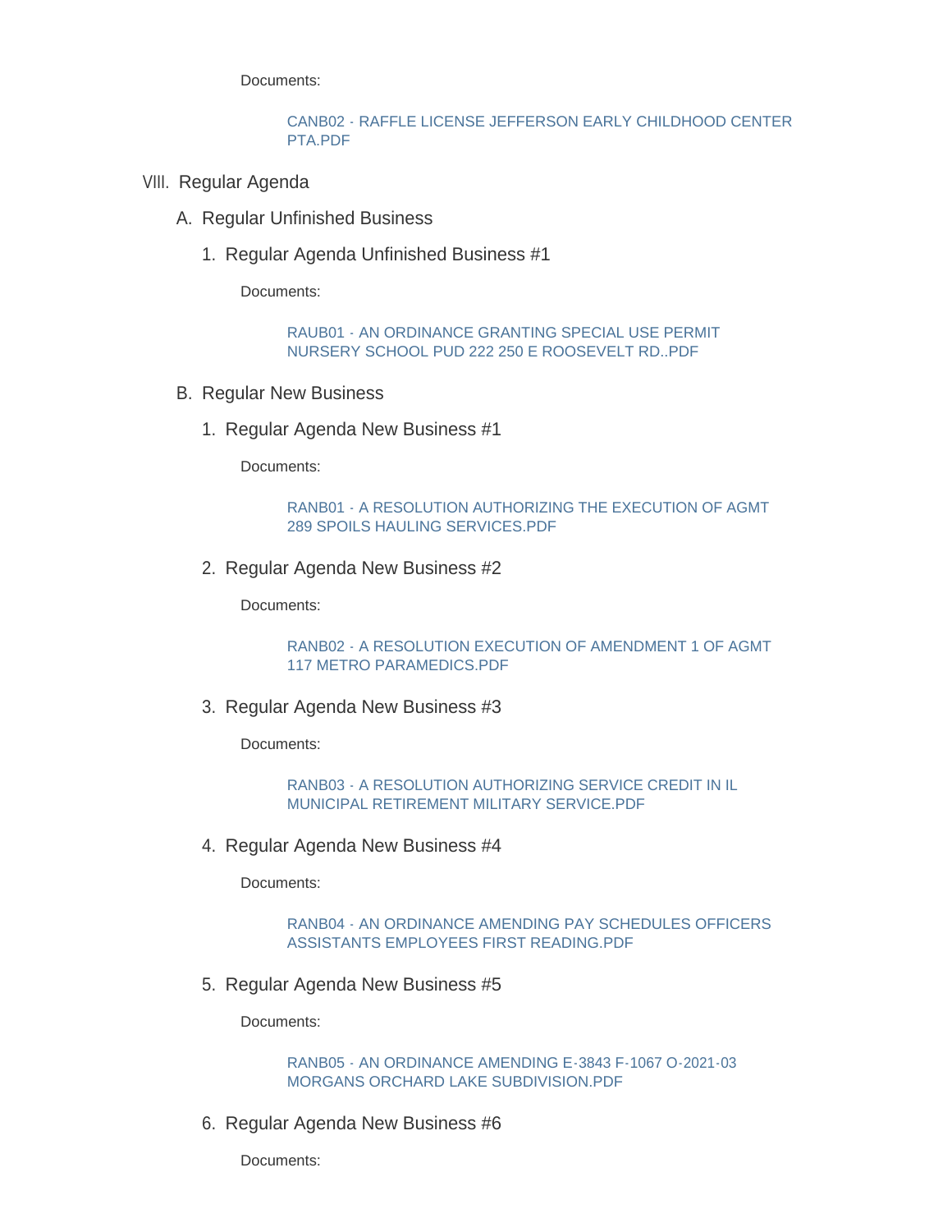Documents:

CANB02 - RAFFLE LICENSE JEFFERSON EARLY CHILDHOOD CENTER PTA.PDF

## VIII. Regular Agenda

### A. Regular Unfinished Business

#### 1. Regular Agenda Unfinished Business #1

Documents:

RAUB01 - AN ORDINANCE GRANTING SPECIAL USE PERMIT NURSERY SCHOOL PUD 222 250 E ROOSEVELT RD..PDF

### B. Regular New Business

#### 1. Regular Agenda New Business #1

Documents:

RANB01 - A RESOLUTION AUTHORIZING THE EXECUTION OF AGMT 289 SPOILS HAULING SERVICES.PDF

#### 2. Regular Agenda New Business #2

Documents:

RANB02 - A RESOLUTION EXECUTION OF AMENDMENT 1 OF AGMT 117 METRO PARAMEDICS.PDF

#### 3. Regular Agenda New Business #3

Documents:

RANB03 - A RESOLUTION AUTHORIZING SERVICE CREDIT IN IL MUNICIPAL RETIREMENT MILITARY SERVICE.PDF

#### 4. Regular Agenda New Business #4

Documents:

RANB04 - AN ORDINANCE AMENDING PAY SCHEDULES OFFICERS ASSISTANTS EMPLOYEES FIRST READING.PDF

#### 5. Regular Agenda New Business #5

Documents:

RANB05 - AN ORDINANCE AMENDING E-3843 F-1067 O-2021-03 MORGANS ORCHARD LAKE SUBDIVISION.PDF

#### 6. Regular Agenda New Business #6

Documents: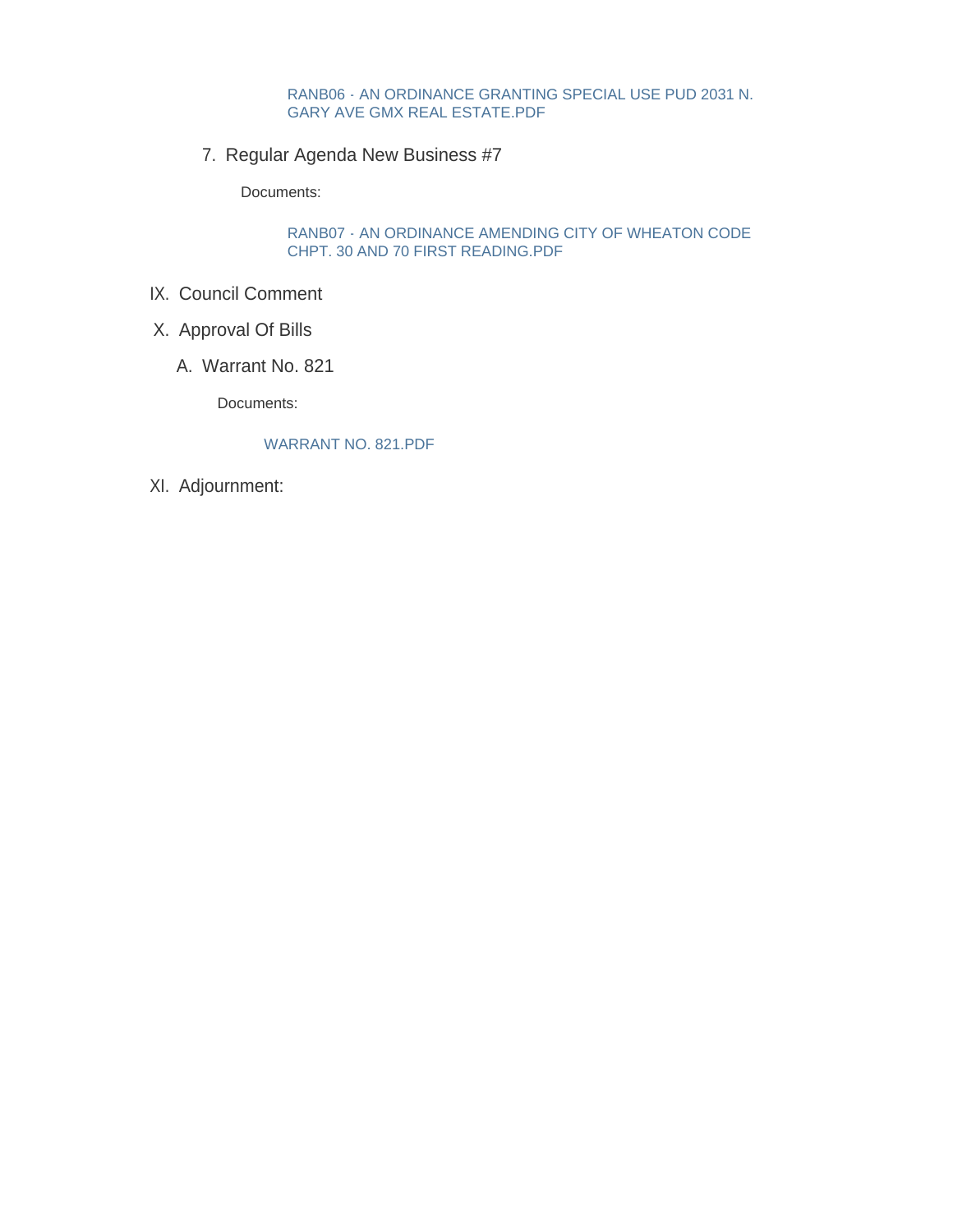RANB06 - AN ORDINANCE GRANTING SPECIAL USE PUD 2031 N. GARY AVE GMX REAL ESTATE.PDF

7. Regular Agenda New Business #7

   Documents:

   RANB07 - AN ORDINANCE AMENDING CITY OF WHEATON CODE CHPT. 30 AND 70 FIRST READING.PDF

IX. Council Comment

X. Approval Of Bills

A. Warrant No. 821

   Documents:

   WARRANT NO. 821.PDF

XI. Adjournment: